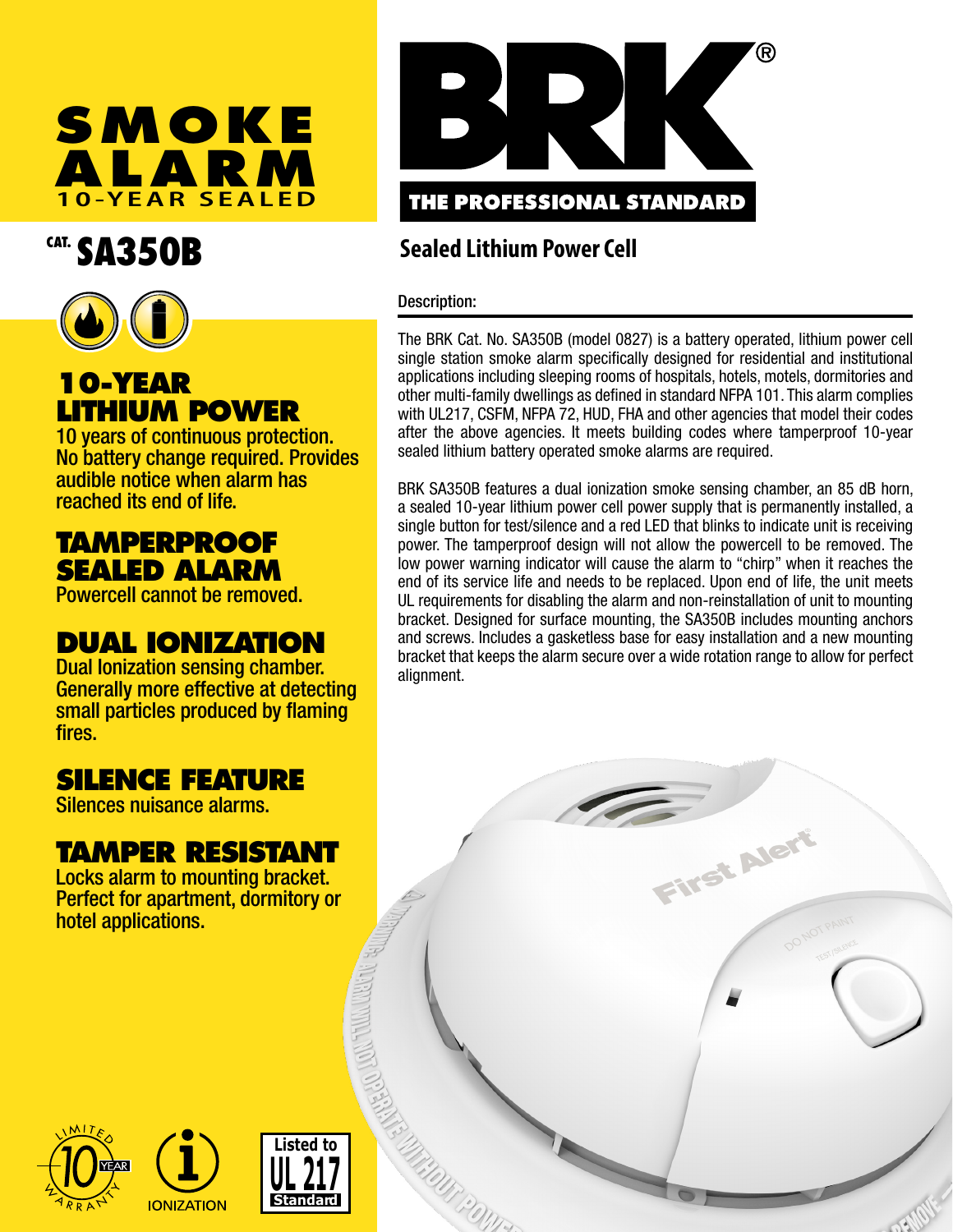# SMOKE ALARM

## 10-YEAR SEALED

## CAT. SA350B

### 10-YEAR LITHIUM POWER

10 years of continuous protection. No battery change required. Provides audible notice when alarm has reached its end of life.

### TAMPERPROOF SEALED ALARM

Powercell cannot be removed.

### DUAL IONIZATION

Dual Ionization sensing chamber. Generally more effective at detecting small particles produced by flaming fires.

### SILENCE FEATURE

Silences nuisance alarms.

### TAMPER RESISTANT

Locks alarm to mounting bracket. Perfect for apartment, dormitory or hotel applications.

LIMITED 10 YEAR WARRANTY

IONIZATION

Listed to UL 217 Standard

# BRK®

**THE PROFESSIONAL STANDARD**

## Sealed Lithium Power Cell

### Description:

The BRK Cat. No. SA350B (model 0827) is a battery operated, lithium power cell single station smoke alarm specifically designed for residential and institutional applications including sleeping rooms of hospitals, hotels, motels, dormitories and other multi-family dwellings as defined in standard NFPA 101. This alarm complies with UL217, CSFM, NFPA 72, HUD, FHA and other agencies that model their codes after the above agencies. It meets building codes where tamperproof 10-year sealed lithium battery operated smoke alarms are required.

BRK SA350B features a dual ionization smoke sensing chamber, an 85 dB horn, a sealed 10-year lithium power cell power supply that is permanently installed, a single button for test/silence and a red LED that blinks to indicate unit is receiving power. The tamperproof design will not allow the powercell to be removed. The low power warning indicator will cause the alarm to "chirp" when it reaches the end of its service life and needs to be replaced. Upon end of life, the unit meets UL requirements for disabling the alarm and non-reinstallation of unit to mounting bracket. Designed for surface mounting, the SA350B includes mounting anchors and screws. Includes a gasketless base for easy installation and a new mounting bracket that keeps the alarm secure over a wide rotation range to allow for perfect alignment.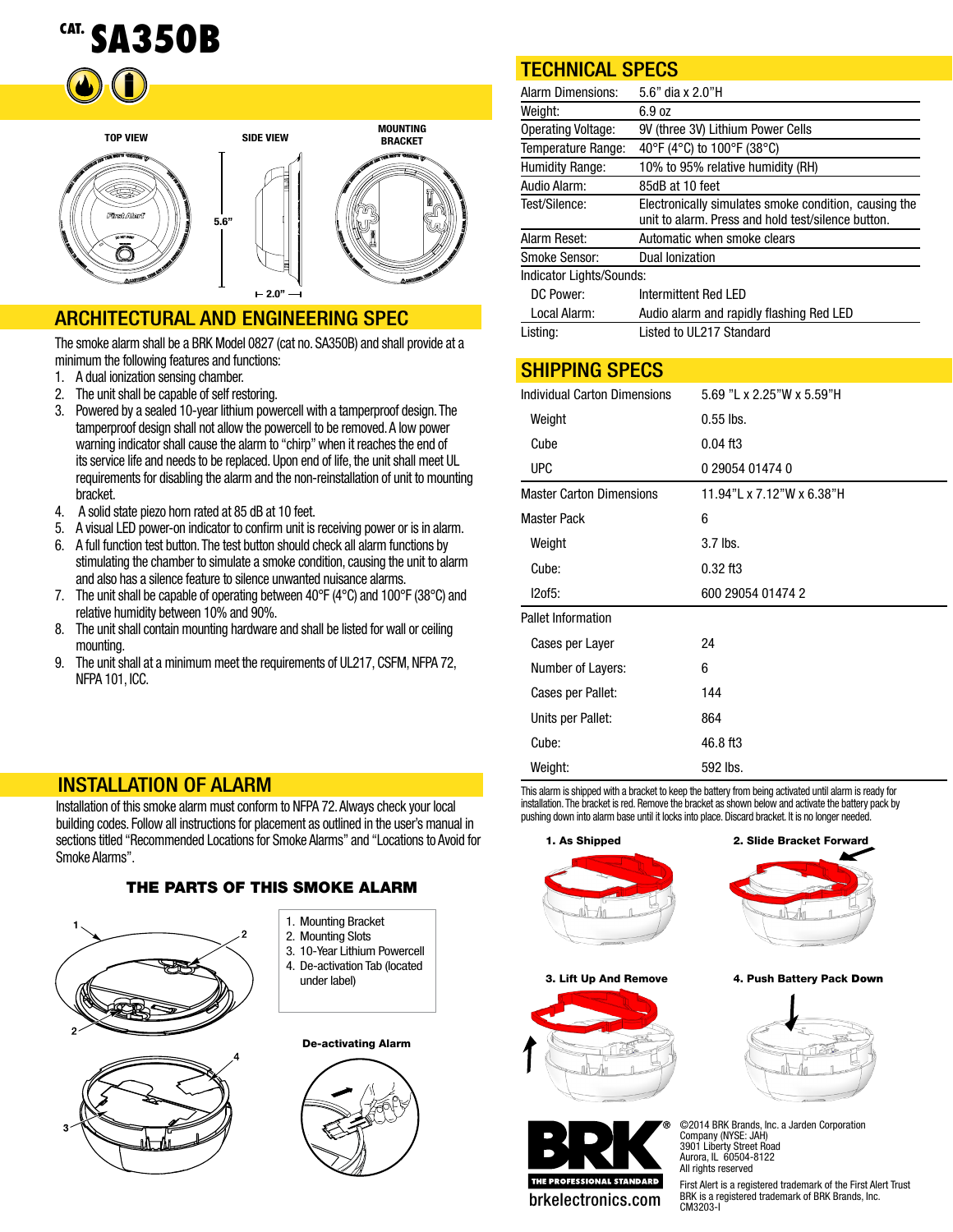# CAT. SA350B

TOP VIEW

SIDE VIEW

MOUNTING BRACKET

5.6"

2.0"

## ARCHITECTURAL AND ENGINEERING SPEC

The smoke alarm shall be a BRK Model 0827 (cat no. SA350B) and shall provide at a minimum the following features and functions:

1. A dual ionization sensing chamber.
2. The unit shall be capable of self restoring.
3. Powered by a sealed 10-year lithium powercell with a tamperproof design. The tamperproof design shall not allow the powercell to be removed. A low power warning indicator shall cause the alarm to "chirp" when it reaches the end of its service life and needs to be replaced. Upon end of life, the unit shall meet UL requirements for disabling the alarm and the non-reinstallation of unit to mounting bracket.
4. A solid state piezo horn rated at 85 dB at 10 feet.
5. A visual LED power-on indicator to confirm unit is receiving power or is in alarm.
6. A full function test button. The test button should check all alarm functions by stimulating the chamber to simulate a smoke condition, causing the unit to alarm and also has a silence feature to silence unwanted nuisance alarms.
7. The unit shall be capable of operating between 40°F (4°C) and 100°F (38°C) and relative humidity between 10% and 90%.
8. The unit shall contain mounting hardware and shall be listed for wall or ceiling mounting.
9. The unit shall at a minimum meet the requirements of UL217, CSFM, NFPA 72, NFPA 101, ICC.

## INSTALLATION OF ALARM

Installation of this smoke alarm must conform to NFPA 72. Always check your local building codes. Follow all instructions for placement as outlined in the user's manual in sections titled "Recommended Locations for Smoke Alarms" and "Locations to Avoid for Smoke Alarms".

### THE PARTS OF THIS SMOKE ALARM

1. Mounting Bracket
2. Mounting Slots
3. 10-Year Lithium Powercell
4. De-activation Tab (located under label)

De-activating Alarm

## TECHNICAL SPECS

| | |
|---|---|
| Alarm Dimensions: | 5.6" dia x 2.0"H |
| Weight: | 6.9 oz |
| Operating Voltage: | 9V (three 3V) Lithium Power Cells |
| Temperature Range: | 40°F (4°C) to 100°F (38°C) |
| Humidity Range: | 10% to 95% relative humidity (RH) |
| Audio Alarm: | 85dB at 10 feet |
| Test/Silence: | Electronically simulates smoke condition, causing the unit to alarm. Press and hold test/silence button. |
| Alarm Reset: | Automatic when smoke clears |
| Smoke Sensor: | Dual Ionization |
| Indicator Lights/Sounds: | |
| DC Power: | Intermittent Red LED |
| Local Alarm: | Audio alarm and rapidly flashing Red LED |
| Listing: | Listed to UL217 Standard |

## SHIPPING SPECS

| | |
|---|---|
| Individual Carton Dimensions | 5.69 "L x 2.25"W x 5.59"H |
| Weight | 0.55 lbs. |
| Cube | 0.04 ft3 |
| UPC | 0 29054 01474 0 |
| Master Carton Dimensions | 11.94"L x 7.12"W x 6.38"H |
| Master Pack | 6 |
| Weight | 3.7 lbs. |
| Cube: | 0.32 ft3 |
| I2of5: | 600 29054 01474 2 |
| Pallet Information | |
| Cases per Layer | 24 |
| Number of Layers: | 6 |
| Cases per Pallet: | 144 |
| Units per Pallet: | 864 |
| Cube: | 46.8 ft3 |
| Weight: | 592 lbs. |

This alarm is shipped with a bracket to keep the battery from being activated until alarm is ready for installation. The bracket is red. Remove the bracket as shown below and activate the battery pack by pushing down into alarm base until it locks into place. Discard bracket. It is no longer needed.

1. As Shipped
2. Slide Bracket Forward
3. Lift Up And Remove
4. Push Battery Pack Down

BRK® THE PROFESSIONAL STANDARD
brkelectronics.com

©2014 BRK Brands, Inc. a Jarden Corporation Company (NYSE: JAH)
3901 Liberty Street Road
Aurora, IL 60504-8122
All rights reserved

First Alert is a registered trademark of the First Alert Trust
BRK is a registered trademark of BRK Brands, Inc.
CM3203-I